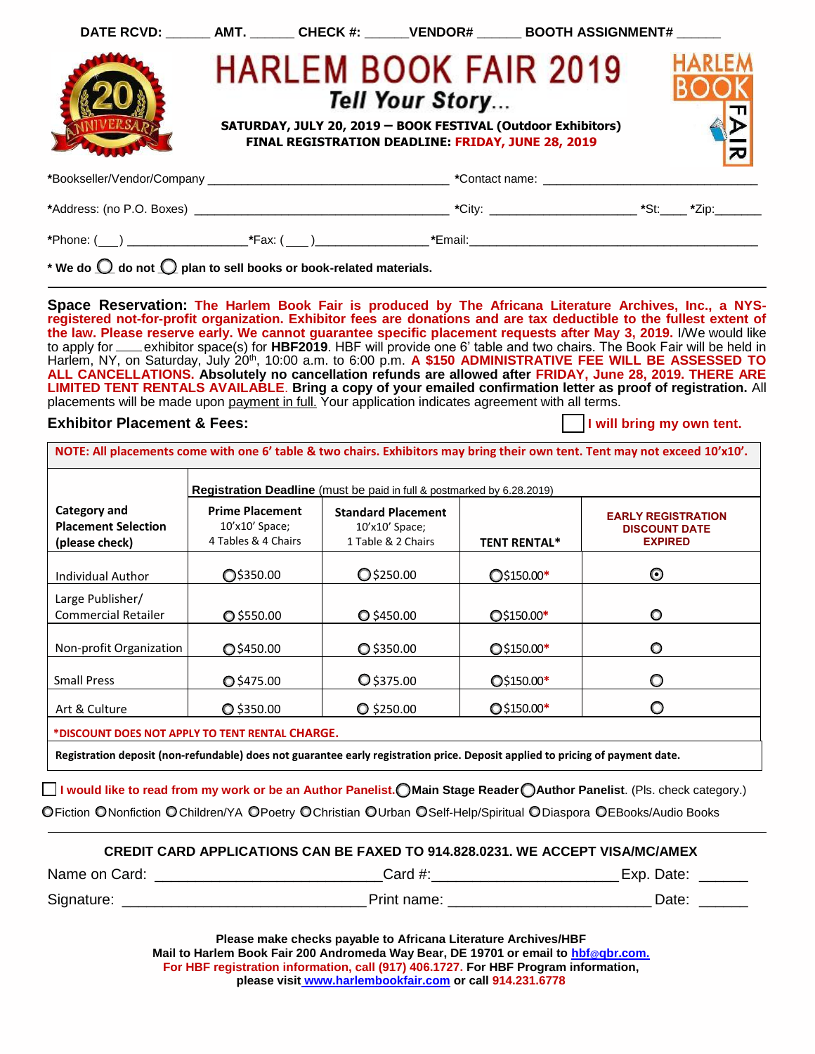DATE RCVD: ______ AMT. ______ CHECK #: ______VENDOR# ______ BOOTH ASSIGNMENT# ______

# HARLEM BOOK FAIR 2019

## *Tell Your Story...*

**SATURDAY, JULY 20, 2019 – BOOK FESTIVAL (Outdoor Exhibitors)**
**FINAL REGISTRATION DEADLINE: FRIDAY, JUNE 28, 2019**

*Bookseller/Vendor/Company ___________________________________ *Contact name: _______________________________

*Address: (no P.O. Boxes) ______________________________________ *City: _____________________ *St:____ *Zip:_______

*Phone: (___) _________________ *Fax: (___)________________*Email:_________________________________________

**\* We do ◯ do not ◯ plan to sell books or book-related materials.**

---

**Space Reservation: The Harlem Book Fair is produced by The Africana Literature Archives, Inc., a NYS-registered not-for-profit organization. Exhibitor fees are donations and are tax deductible to the fullest extent of the law. Please reserve early. We cannot guarantee specific placement requests after May 3, 2019.** I/We would like to apply for ____ exhibitor space(s) for **HBF2019**. HBF will provide one 6' table and two chairs. The Book Fair will be held in Harlem, NY, on Saturday, July 20th, 10:00 a.m. to 6:00 p.m. **A $150 ADMINISTRATIVE FEE WILL BE ASSESSED TO ALL CANCELLATIONS. Absolutely no cancellation refunds are allowed after FRIDAY, June 28, 2019. THERE ARE LIMITED TENT RENTALS AVAILABLE. Bring a copy of your emailed confirmation letter as proof of registration.** All placements will be made upon payment in full. Your application indicates agreement with all terms.

**Exhibitor Placement & Fees:** ☐ **I will bring my own tent.**

**NOTE: All placements come with one 6' table & two chairs. Exhibitors may bring their own tent. Tent may not exceed 10'x10'.**

| Category and Placement Selection (please check) | Registration Deadline (must be paid in full & postmarked by 6.28.2019) | | | |
|---|---|---|---|---|
| | **Prime Placement** 10'x10' Space; 4 Tables & 4 Chairs | **Standard Placement** 10'x10' Space; 1 Table & 2 Chairs | **TENT RENTAL*** | **EARLY REGISTRATION DISCOUNT DATE EXPIRED** |
| Individual Author | ◯$350.00 | ◯$250.00 | ◯$150.00* | ◉ |
| Large Publisher/ Commercial Retailer | ◯ $550.00 | ◯ $450.00 | ◯$150.00* | ◯ |
| Non-profit Organization | ◯$450.00 | ◯ $350.00 | ◯$150.00* | ◯ |
| Small Press | ◯$475.00 | ◯$375.00 | ◯$150.00* | ◯ |
| Art & Culture | ◯ $350.00 | ◯ $250.00 | ◯$150.00* | ◯ |

***DISCOUNT DOES NOT APPLY TO TENT RENTAL CHARGE.**

**Registration deposit (non-refundable) does not guarantee early registration price. Deposit applied to pricing of payment date.**

☐ **I would like to read from my work or be an Author Panelist.** ◯**Main Stage Reader** ◯**Author Panelist**. (Pls. check category.)
◯Fiction ◯Nonfiction ◯Children/YA ◯Poetry ◯Christian ◯Urban ◯Self-Help/Spiritual ◯Diaspora ◯EBooks/Audio Books

---

**CREDIT CARD APPLICATIONS CAN BE FAXED TO 914.828.0231. WE ACCEPT VISA/MC/AMEX**

Name on Card: __________________________Card #:______________________ Exp. Date: ______

Signature: _____________________________ Print name: ________________________ Date: ______

**Please make checks payable to Africana Literature Archives/HBF**
**Mail to Harlem Book Fair 200 Andromeda Way Bear, DE 19701 or email to hbf@qbr.com.**
**For HBF registration information, call (917) 406.1727. For HBF Program information, please visit www.harlembookfair.com or call 914.231.6778**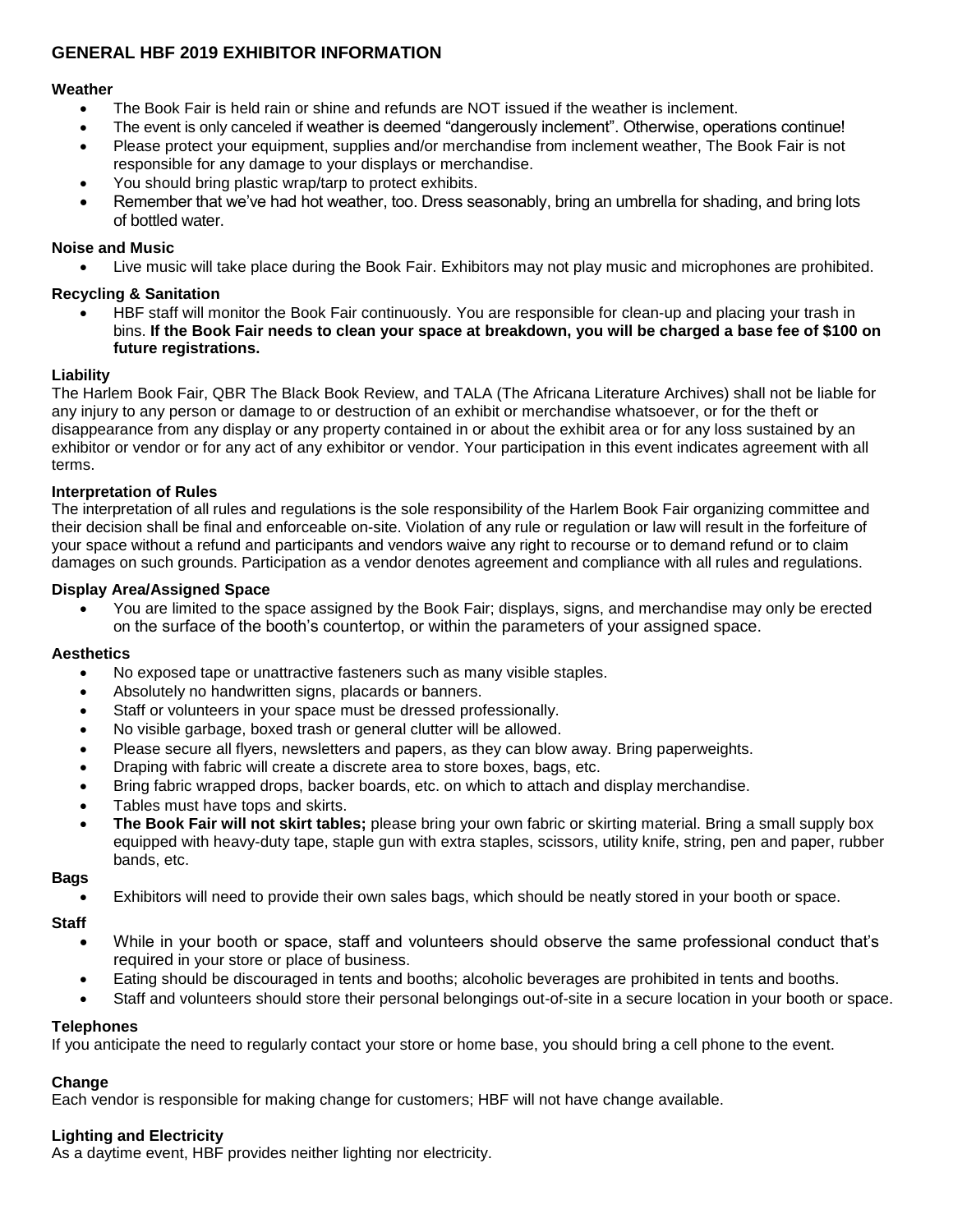## GENERAL HBF 2019 EXHIBITOR INFORMATION

### Weather

- The Book Fair is held rain or shine and refunds are NOT issued if the weather is inclement.
- The event is only canceled if weather is deemed "dangerously inclement". Otherwise, operations continue!
- Please protect your equipment, supplies and/or merchandise from inclement weather, The Book Fair is not responsible for any damage to your displays or merchandise.
- You should bring plastic wrap/tarp to protect exhibits.
- Remember that we've had hot weather, too. Dress seasonably, bring an umbrella for shading, and bring lots of bottled water.

### Noise and Music

- Live music will take place during the Book Fair. Exhibitors may not play music and microphones are prohibited.

### Recycling & Sanitation

- HBF staff will monitor the Book Fair continuously. You are responsible for clean-up and placing your trash in bins. **If the Book Fair needs to clean your space at breakdown, you will be charged a base fee of $100 on future registrations.**

### Liability

The Harlem Book Fair, QBR The Black Book Review, and TALA (The Africana Literature Archives) shall not be liable for any injury to any person or damage to or destruction of an exhibit or merchandise whatsoever, or for the theft or disappearance from any display or any property contained in or about the exhibit area or for any loss sustained by an exhibitor or vendor or for any act of any exhibitor or vendor. Your participation in this event indicates agreement with all terms.

### Interpretation of Rules

The interpretation of all rules and regulations is the sole responsibility of the Harlem Book Fair organizing committee and their decision shall be final and enforceable on-site. Violation of any rule or regulation or law will result in the forfeiture of your space without a refund and participants and vendors waive any right to recourse or to demand refund or to claim damages on such grounds. Participation as a vendor denotes agreement and compliance with all rules and regulations.

### Display Area/Assigned Space

- You are limited to the space assigned by the Book Fair; displays, signs, and merchandise may only be erected on the surface of the booth's countertop, or within the parameters of your assigned space.

### Aesthetics

- No exposed tape or unattractive fasteners such as many visible staples.
- Absolutely no handwritten signs, placards or banners.
- Staff or volunteers in your space must be dressed professionally.
- No visible garbage, boxed trash or general clutter will be allowed.
- Please secure all flyers, newsletters and papers, as they can blow away. Bring paperweights.
- Draping with fabric will create a discrete area to store boxes, bags, etc.
- Bring fabric wrapped drops, backer boards, etc. on which to attach and display merchandise.
- Tables must have tops and skirts.
- **The Book Fair will not skirt tables;** please bring your own fabric or skirting material. Bring a small supply box equipped with heavy-duty tape, staple gun with extra staples, scissors, utility knife, string, pen and paper, rubber bands, etc.

### Bags

- Exhibitors will need to provide their own sales bags, which should be neatly stored in your booth or space.

### Staff

- While in your booth or space, staff and volunteers should observe the same professional conduct that's required in your store or place of business.
- Eating should be discouraged in tents and booths; alcoholic beverages are prohibited in tents and booths.
- Staff and volunteers should store their personal belongings out-of-site in a secure location in your booth or space.

### Telephones

If you anticipate the need to regularly contact your store or home base, you should bring a cell phone to the event.

### Change

Each vendor is responsible for making change for customers; HBF will not have change available.

### Lighting and Electricity

As a daytime event, HBF provides neither lighting nor electricity.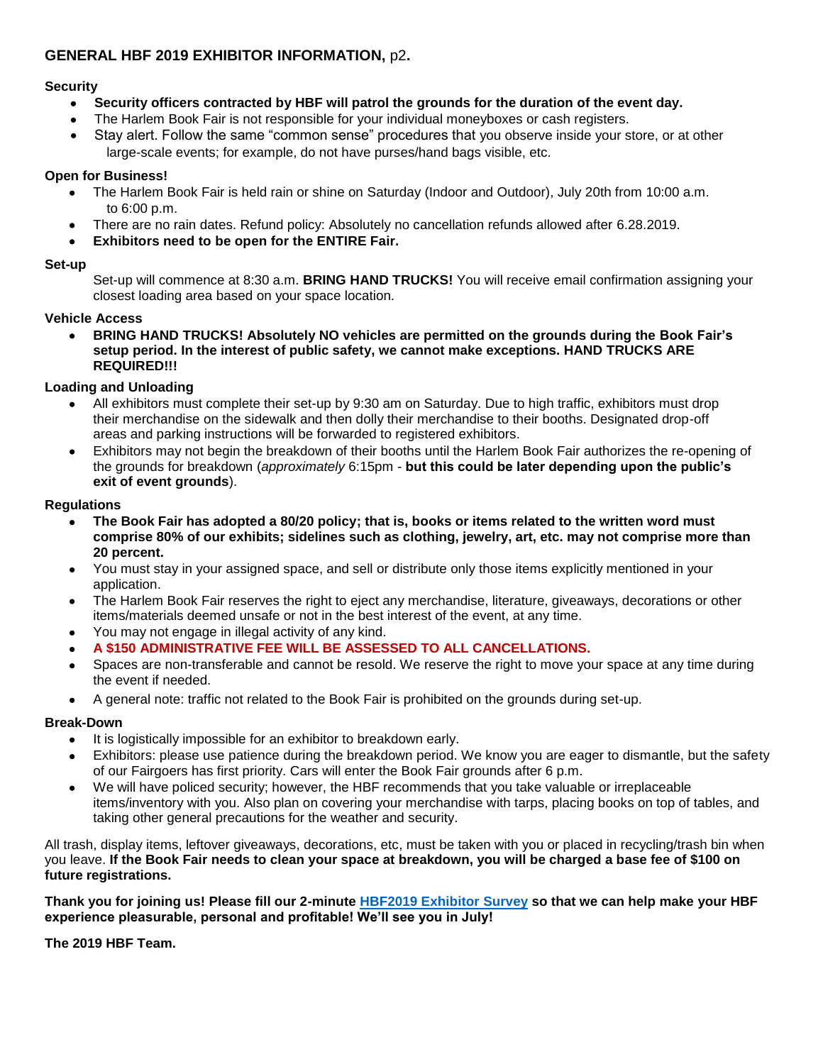## GENERAL HBF 2019 EXHIBITOR INFORMATION, p2.

### Security

- **Security officers contracted by HBF will patrol the grounds for the duration of the event day.**
- The Harlem Book Fair is not responsible for your individual moneyboxes or cash registers.
- Stay alert. Follow the same "common sense" procedures that you observe inside your store, or at other large-scale events; for example, do not have purses/hand bags visible, etc.

### Open for Business!

- The Harlem Book Fair is held rain or shine on Saturday (Indoor and Outdoor), July 20th from 10:00 a.m. to 6:00 p.m.
- There are no rain dates. Refund policy: Absolutely no cancellation refunds allowed after 6.28.2019.
- **Exhibitors need to be open for the ENTIRE Fair.**

### Set-up

Set-up will commence at 8:30 a.m. **BRING HAND TRUCKS!** You will receive email confirmation assigning your closest loading area based on your space location.

### Vehicle Access

- **BRING HAND TRUCKS! Absolutely NO vehicles are permitted on the grounds during the Book Fair's setup period. In the interest of public safety, we cannot make exceptions. HAND TRUCKS ARE REQUIRED!!!**

### Loading and Unloading

- All exhibitors must complete their set-up by 9:30 am on Saturday. Due to high traffic, exhibitors must drop their merchandise on the sidewalk and then dolly their merchandise to their booths. Designated drop-off areas and parking instructions will be forwarded to registered exhibitors.
- Exhibitors may not begin the breakdown of their booths until the Harlem Book Fair authorizes the re-opening of the grounds for breakdown (*approximately* 6:15pm - **but this could be later depending upon the public's exit of event grounds**).

### Regulations

- **The Book Fair has adopted a 80/20 policy; that is, books or items related to the written word must comprise 80% of our exhibits; sidelines such as clothing, jewelry, art, etc. may not comprise more than 20 percent.**
- You must stay in your assigned space, and sell or distribute only those items explicitly mentioned in your application.
- The Harlem Book Fair reserves the right to eject any merchandise, literature, giveaways, decorations or other items/materials deemed unsafe or not in the best interest of the event, at any time.
- You may not engage in illegal activity of any kind.
- **A $150 ADMINISTRATIVE FEE WILL BE ASSESSED TO ALL CANCELLATIONS.**
- Spaces are non-transferable and cannot be resold. We reserve the right to move your space at any time during the event if needed.
- A general note: traffic not related to the Book Fair is prohibited on the grounds during set-up.

### Break-Down

- It is logistically impossible for an exhibitor to breakdown early.
- Exhibitors: please use patience during the breakdown period. We know you are eager to dismantle, but the safety of our Fairgoers has first priority. Cars will enter the Book Fair grounds after 6 p.m.
- We will have policed security; however, the HBF recommends that you take valuable or irreplaceable items/inventory with you. Also plan on covering your merchandise with tarps, placing books on top of tables, and taking other general precautions for the weather and security.

All trash, display items, leftover giveaways, decorations, etc, must be taken with you or placed in recycling/trash bin when you leave. **If the Book Fair needs to clean your space at breakdown, you will be charged a base fee of $100 on future registrations.**

**Thank you for joining us! Please fill our 2-minute HBF2019 Exhibitor Survey so that we can help make your HBF experience pleasurable, personal and profitable! We'll see you in July!**

**The 2019 HBF Team.**